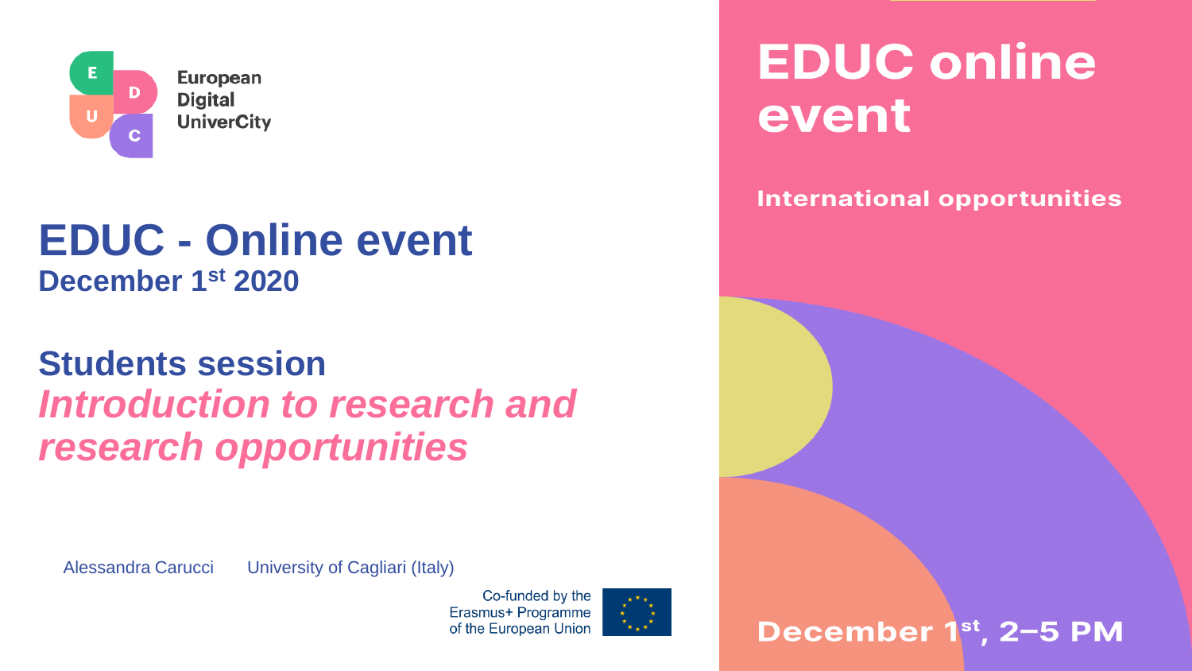European Digital UniverCity

# EDUC - Online event

**December 1st 2020**

## Students session

## *Introduction to research and research opportunities*

Alessandra Carucci University of Cagliari (Italy)

Co-funded by the Erasmus+ Programme of the European Union

# EDUC online event

**International opportunities**

**December 1st, 2–5 PM**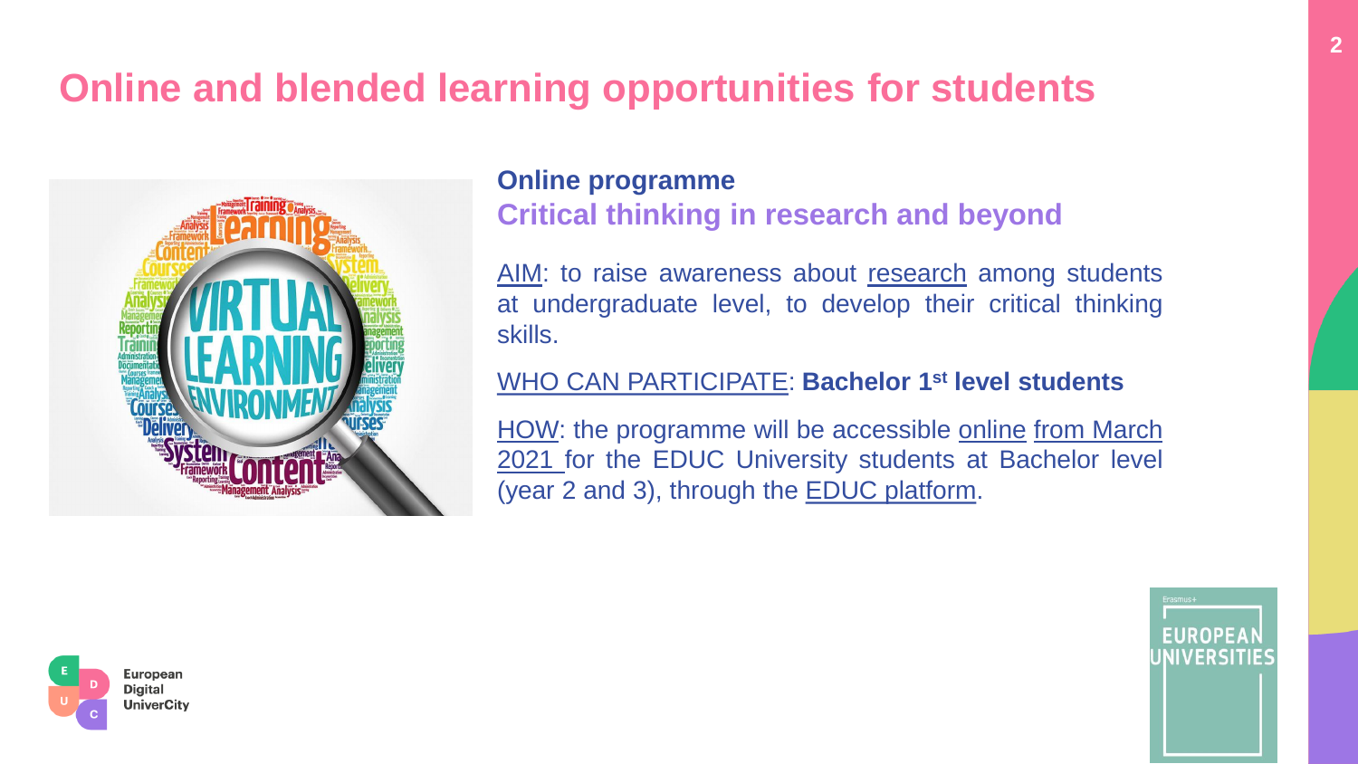# Online and blended learning opportunities for students

## Online programme

### Critical thinking in research and beyond

AIM: to raise awareness about research among students at undergraduate level, to develop their critical thinking skills.

WHO CAN PARTICIPATE: **Bachelor 1st level students**

HOW: the programme will be accessible online from March 2021 for the EDUC University students at Bachelor level (year 2 and 3), through the EDUC platform.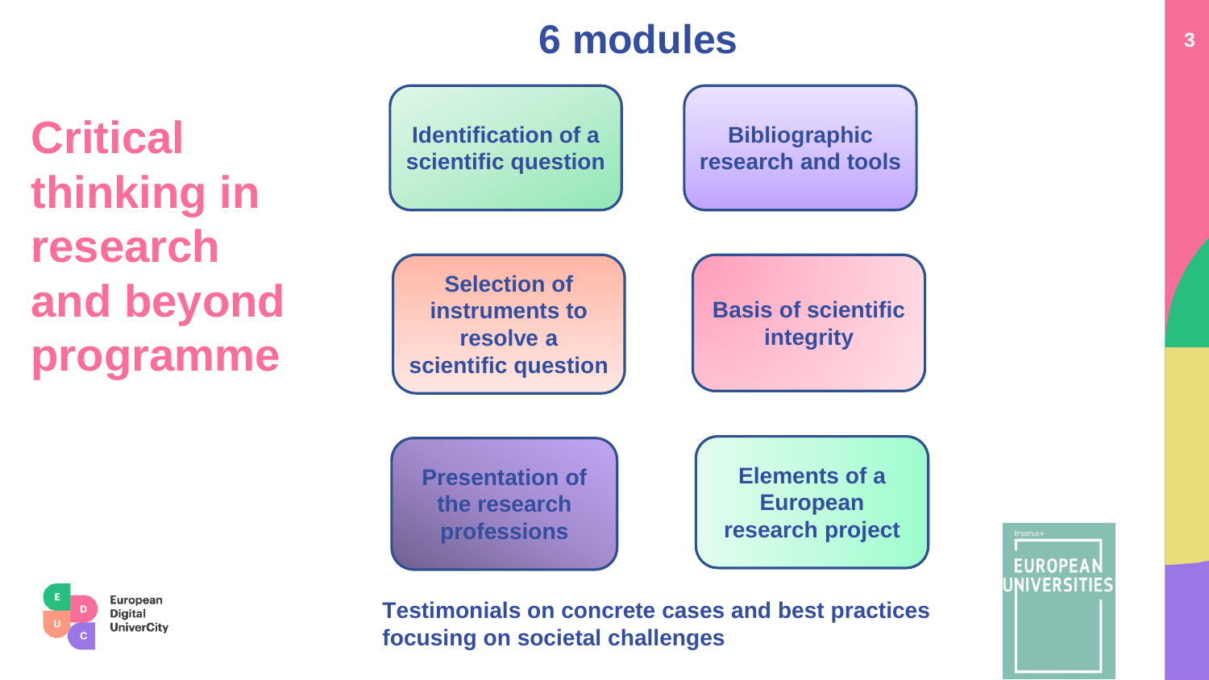# Critical thinking in research and beyond programme

## 6 modules

- Identification of a scientific question
- Bibliographic research and tools
- Selection of instruments to resolve a scientific question
- Basis of scientific integrity
- Presentation of the research professions
- Elements of a European research project

**Testimonials on concrete cases and best practices focusing on societal challenges**

European Digital UniverCity

Erasmus+ EUROPEAN UNIVERSITIES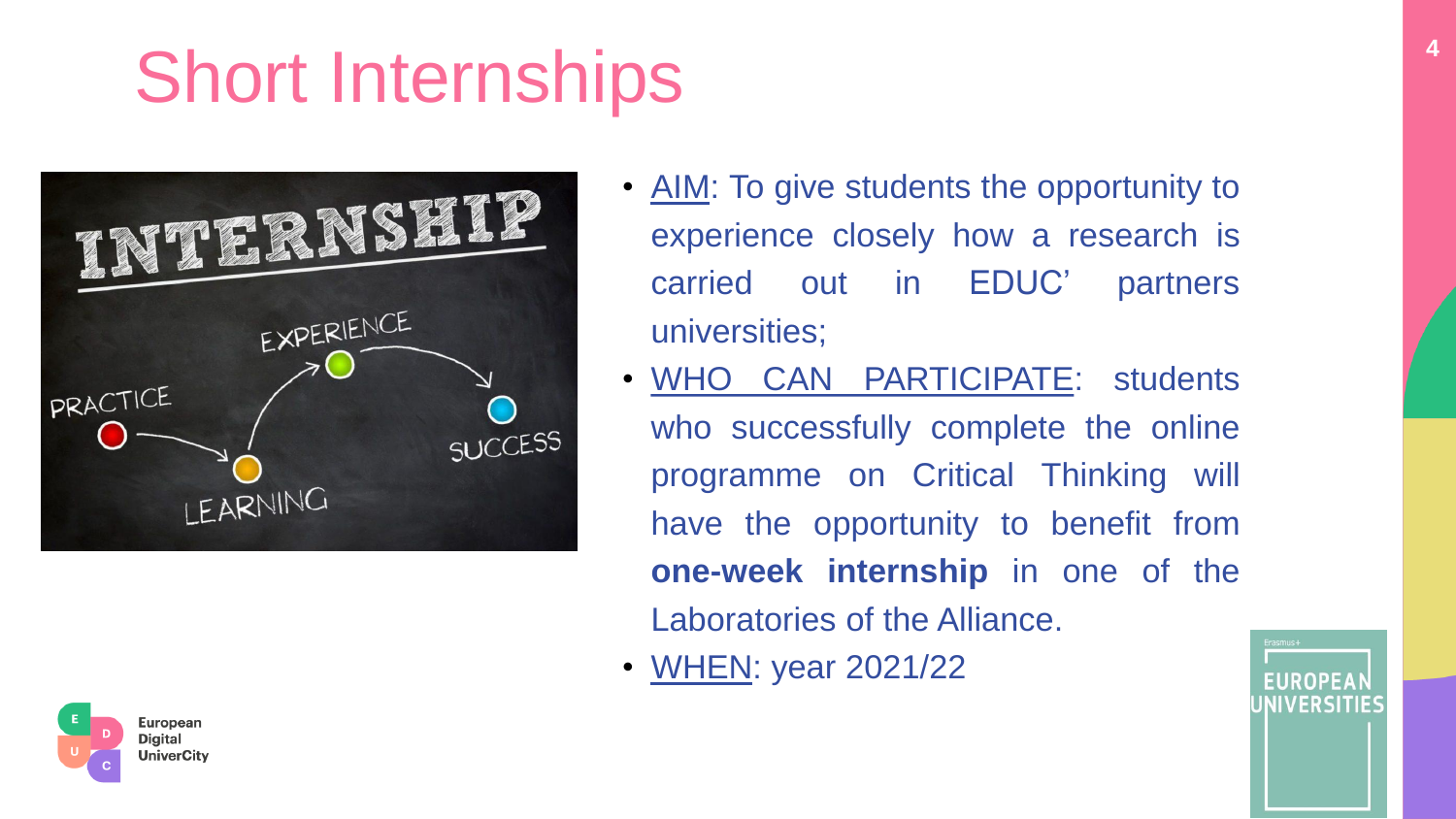# Short Internships

- AIM: To give students the opportunity to experience closely how a research is carried out in EDUC' partners universities;
- WHO CAN PARTICIPATE: students who successfully complete the online programme on Critical Thinking will have the opportunity to benefit from **one-week internship** in one of the Laboratories of the Alliance.
- WHEN: year 2021/22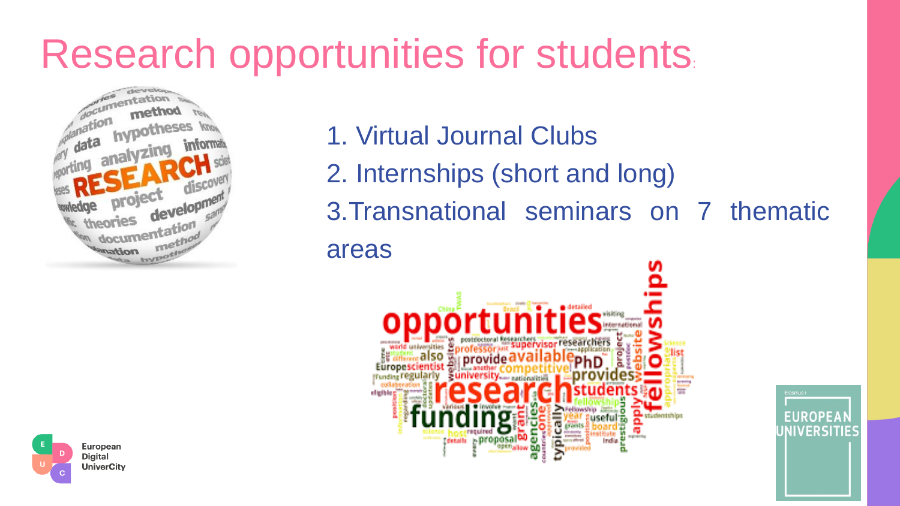# Research opportunities for students

1. Virtual Journal Clubs
2. Internships (short and long)
3. Transnational seminars on 7 thematic areas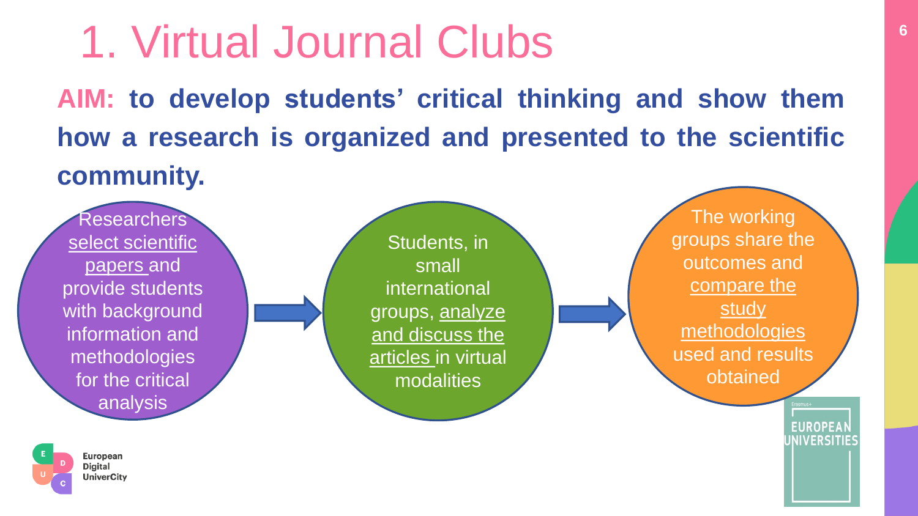# 1. Virtual Journal Clubs

**AIM: to develop students' critical thinking and show them how a research is organized and presented to the scientific community.**

Researchers select scientific papers and provide students with background information and methodologies for the critical analysis

→

Students, in small international groups, analyze and discuss the articles in virtual modalities

→

The working groups share the outcomes and compare the study methodologies used and results obtained

European Digital UniverCity

Erasmus+ EUROPEAN UNIVERSITIES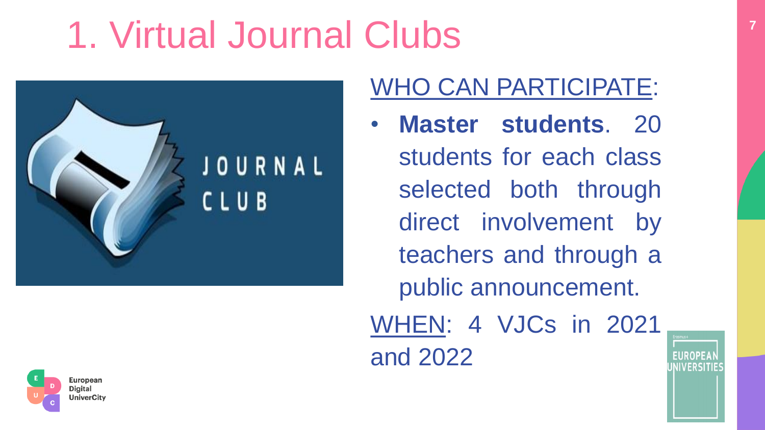# 1. Virtual Journal Clubs

<u>WHO CAN PARTICIPATE</u>:

- **Master students**. 20 students for each class selected both through direct involvement by teachers and through a public announcement.

<u>WHEN</u>: 4 VJCs in 2021 and 2022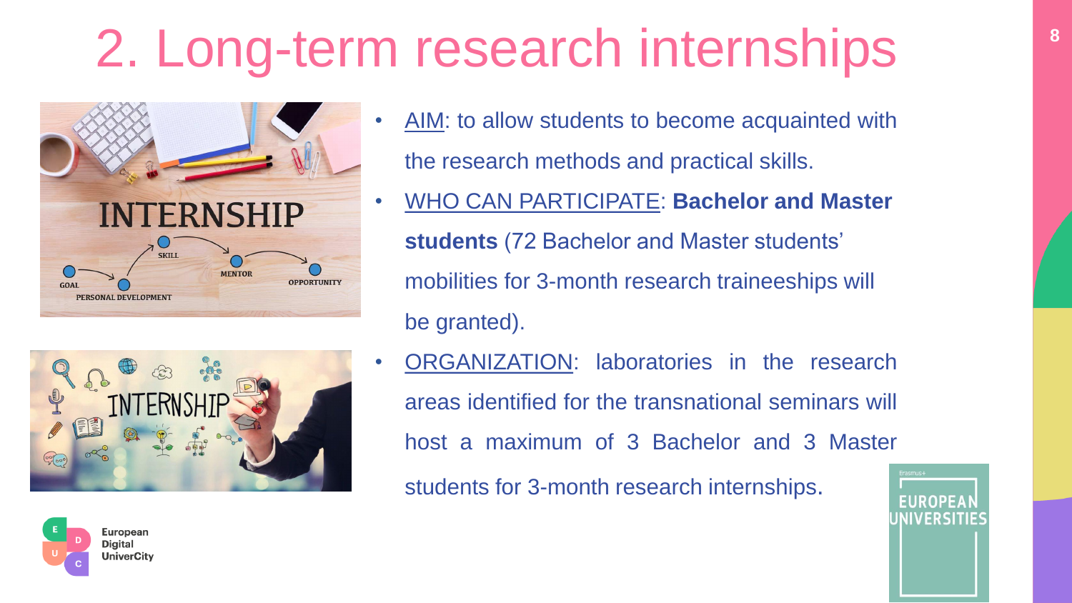# 2. Long-term research internships

- AIM: to allow students to become acquainted with the research methods and practical skills.
- WHO CAN PARTICIPATE: **Bachelor and Master students** (72 Bachelor and Master students' mobilities for 3-month research traineeships will be granted).
- ORGANIZATION: laboratories in the research areas identified for the transnational seminars will host a maximum of 3 Bachelor and 3 Master students for 3-month research internships.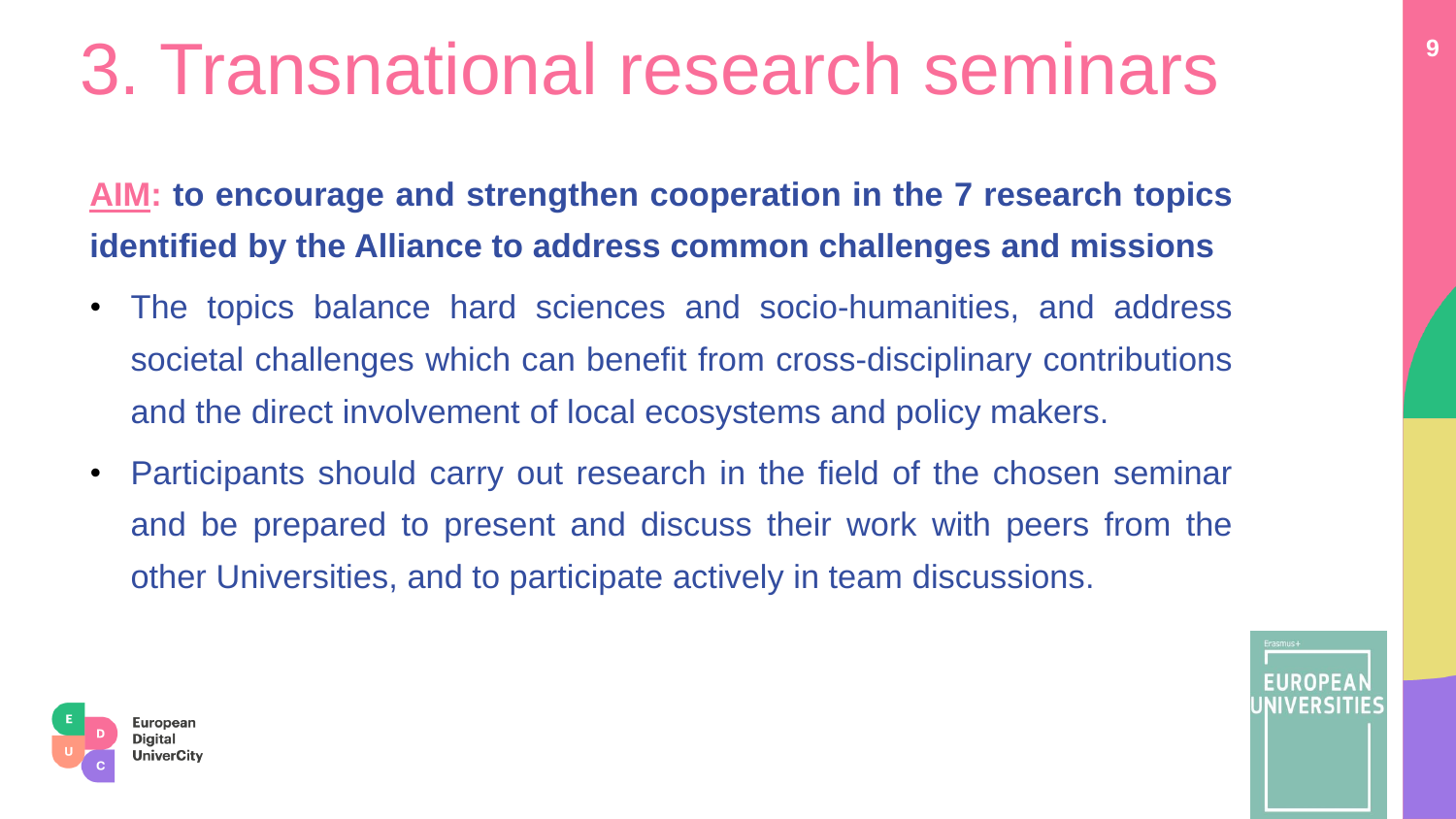# 3. Transnational research seminars

**AIM: to encourage and strengthen cooperation in the 7 research topics identified by the Alliance to address common challenges and missions**

- The topics balance hard sciences and socio-humanities, and address societal challenges which can benefit from cross-disciplinary contributions and the direct involvement of local ecosystems and policy makers.
- Participants should carry out research in the field of the chosen seminar and be prepared to present and discuss their work with peers from the other Universities, and to participate actively in team discussions.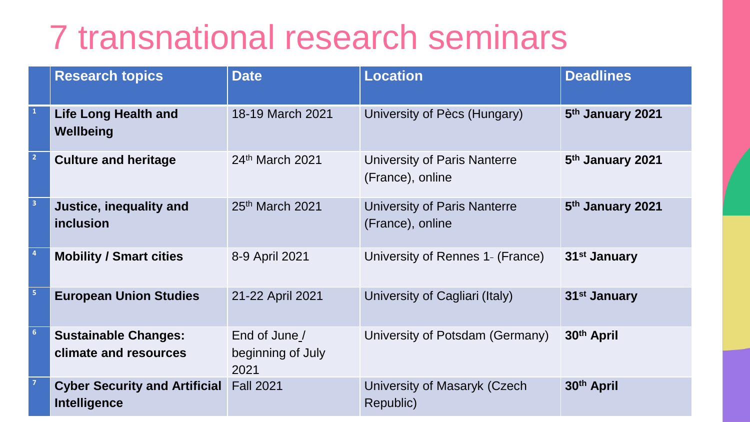# 7 transnational research seminars

| | Research topics | Date | Location | Deadlines |
|---|---|---|---|---|
| 1 | **Life Long Health and Wellbeing** | 18-19 March 2021 | University of Pècs (Hungary) | **5th January 2021** |
| 2 | **Culture and heritage** | 24th March 2021 | University of Paris Nanterre (France), online | **5th January 2021** |
| 3 | **Justice, inequality and inclusion** | 25th March 2021 | University of Paris Nanterre (France), online | **5th January 2021** |
| 4 | **Mobility / Smart cities** | 8-9 April 2021 | University of Rennes 1 (France) | **31st January** |
| 5 | **European Union Studies** | 21-22 April 2021 | University of Cagliari (Italy) | **31st January** |
| 6 | **Sustainable Changes: climate and resources** | End of June / beginning of July 2021 | University of Potsdam (Germany) | **30th April** |
| 7 | **Cyber Security and Artificial Intelligence** | Fall 2021 | University of Masaryk (Czech Republic) | **30th April** |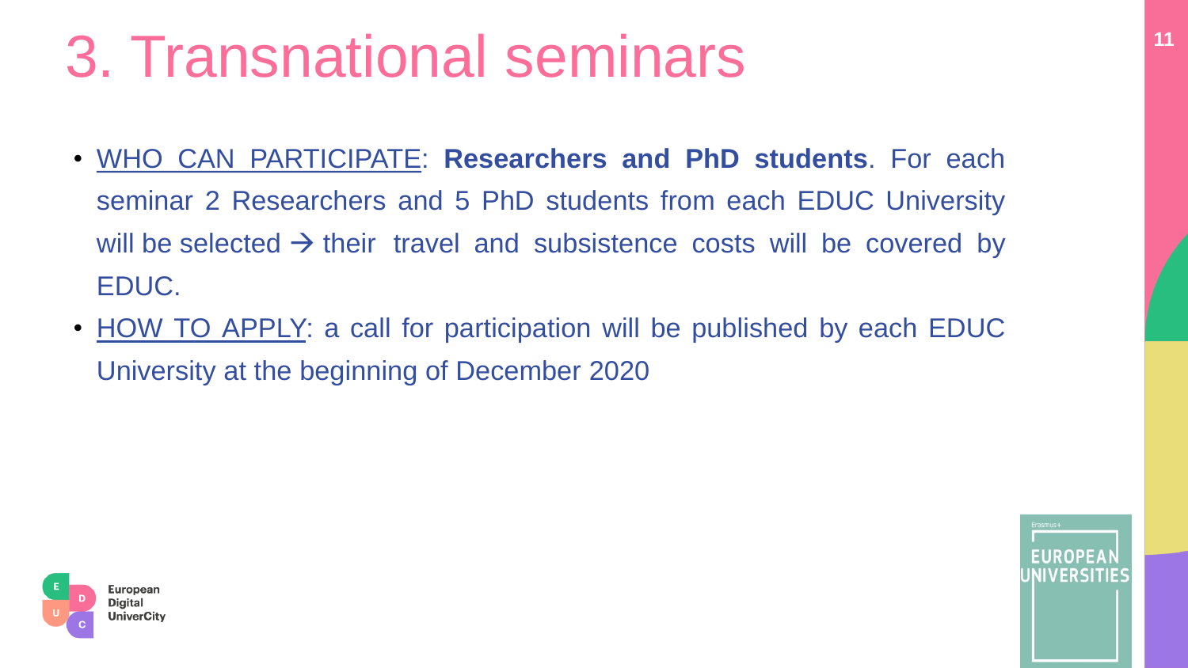# 3. Transnational seminars

- WHO CAN PARTICIPATE: **Researchers and PhD students**. For each seminar 2 Researchers and 5 PhD students from each EDUC University will be selected → their travel and subsistence costs will be covered by EDUC.
- HOW TO APPLY: a call for participation will be published by each EDUC University at the beginning of December 2020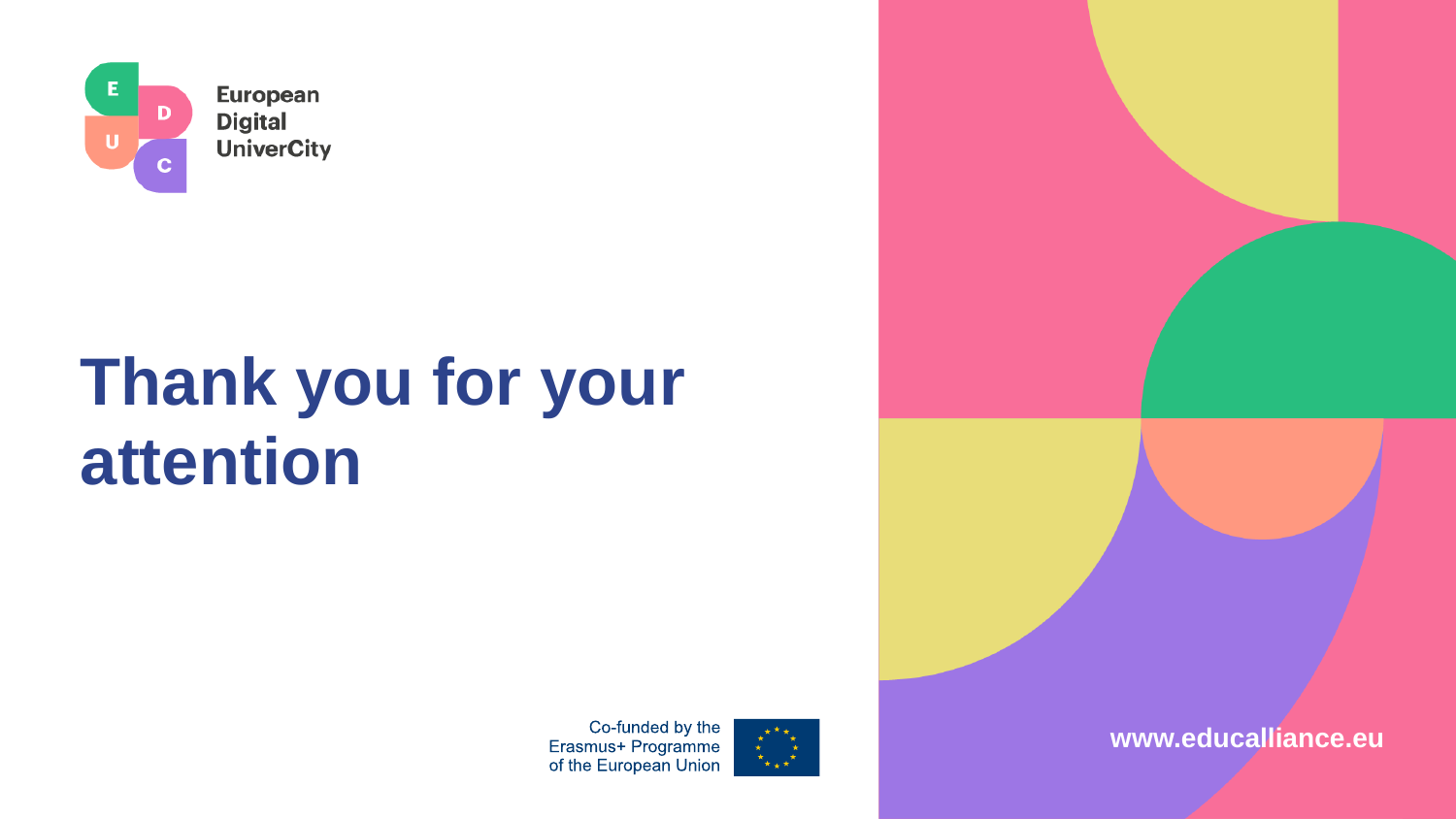European
Digital
UniverCity

# Thank you for your attention

Co-funded by the
Erasmus+ Programme
of the European Union

www.educalliance.eu